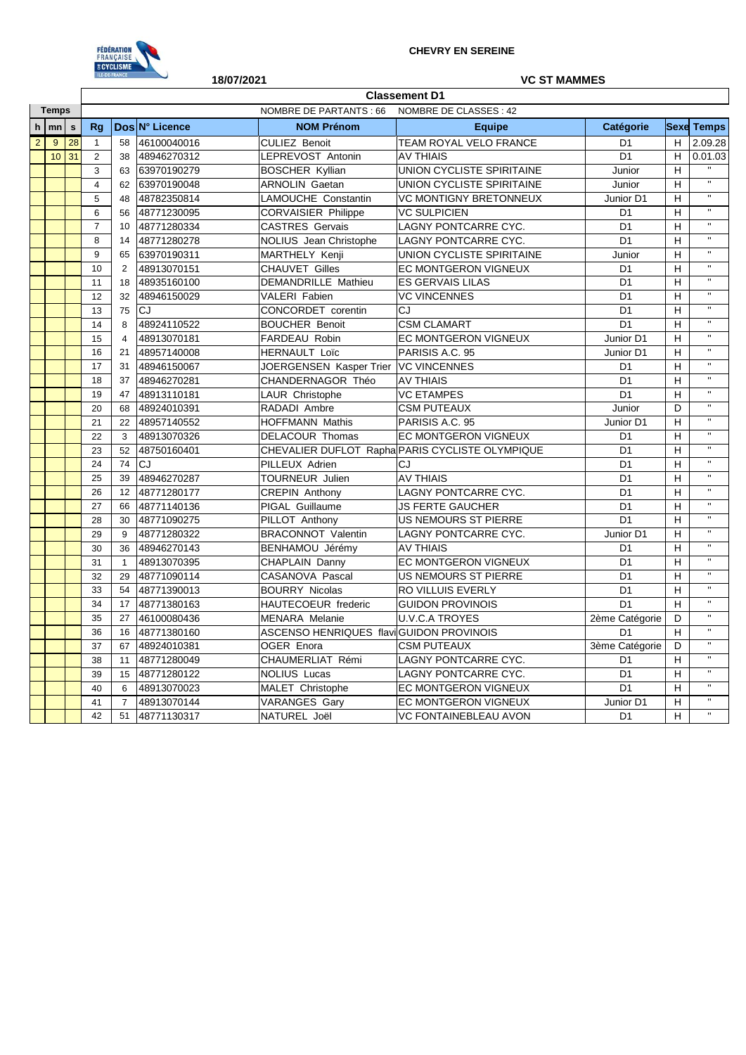**CHEVRY EN SEREINE**

**18/07/2021**

**VC ST MAMMES**

**Classement D1**

NOMBRE DE PARTANTS : 66 NOMBRE DE CLASSES : 42

| Temps h | mn | s | Rg | Dos | N° Licence | NOM Prénom | Equipe | Catégorie | Sexe | Temps |
|---|---|---|---|---|---|---|---|---|---|---|
| 2 | 9 | 28 | 1 | 58 | 46100040016 | CULIEZ Benoit | TEAM ROYAL VELO FRANCE | D1 | H | 2.09.28 |
| | 10 | 31 | 2 | 38 | 48946270312 | LEPREVOST Antonin | AV THIAIS | D1 | H | 0.01.03 |
| | | | 3 | 63 | 63970190279 | BOSCHER Kyllian | UNION CYCLISTE SPIRITAINE | Junior | H | " |
| | | | 4 | 62 | 63970190048 | ARNOLIN Gaetan | UNION CYCLISTE SPIRITAINE | Junior | H | " |
| | | | 5 | 48 | 48782350814 | LAMOUCHE Constantin | VC MONTIGNY BRETONNEUX | Junior D1 | H | " |
| | | | 6 | 56 | 48771230095 | CORVAISIER Philippe | VC SULPICIEN | D1 | H | " |
| | | | 7 | 10 | 48771280334 | CASTRES Gervais | LAGNY PONTCARRE CYC. | D1 | H | " |
| | | | 8 | 14 | 48771280278 | NOLIUS Jean Christophe | LAGNY PONTCARRE CYC. | D1 | H | " |
| | | | 9 | 65 | 63970190311 | MARTHELY Kenji | UNION CYCLISTE SPIRITAINE | Junior | H | " |
| | | | 10 | 2 | 48913070151 | CHAUVET Gilles | EC MONTGERON VIGNEUX | D1 | H | " |
| | | | 11 | 18 | 48935160100 | DEMANDRILLE Mathieu | ES GERVAIS LILAS | D1 | H | " |
| | | | 12 | 32 | 48946150029 | VALERI Fabien | VC VINCENNES | D1 | H | " |
| | | | 13 | 75 | CJ | CONCORDET corentin | CJ | D1 | H | " |
| | | | 14 | 8 | 48924110522 | BOUCHER Benoit | CSM CLAMART | D1 | H | " |
| | | | 15 | 4 | 48913070181 | FARDEAU Robin | EC MONTGERON VIGNEUX | Junior D1 | H | " |
| | | | 16 | 21 | 48957140008 | HERNAULT Loïc | PARISIS A.C. 95 | Junior D1 | H | " |
| | | | 17 | 31 | 48946150067 | JOERGENSEN Kasper Trier | VC VINCENNES | D1 | H | " |
| | | | 18 | 37 | 48946270281 | CHANDERNAGOR Théo | AV THIAIS | D1 | H | " |
| | | | 19 | 47 | 48913110181 | LAUR Christophe | VC ETAMPES | D1 | H | " |
| | | | 20 | 68 | 48924010391 | RADADI Ambre | CSM PUTEAUX | Junior | D | " |
| | | | 21 | 22 | 48957140552 | HOFFMANN Mathis | PARISIS A.C. 95 | Junior D1 | H | " |
| | | | 22 | 3 | 48913070326 | DELACOUR Thomas | EC MONTGERON VIGNEUX | D1 | H | " |
| | | | 23 | 52 | 48750160401 | CHEVALIER DUFLOT Rapha | PARIS CYCLISTE OLYMPIQUE | D1 | H | " |
| | | | 24 | 74 | CJ | PILLEUX Adrien | CJ | D1 | H | " |
| | | | 25 | 39 | 48946270287 | TOURNEUR Julien | AV THIAIS | D1 | H | " |
| | | | 26 | 12 | 48771280177 | CREPIN Anthony | LAGNY PONTCARRE CYC. | D1 | H | " |
| | | | 27 | 66 | 48771140136 | PIGAL Guillaume | JS FERTE GAUCHER | D1 | H | " |
| | | | 28 | 30 | 48771090275 | PILLOT Anthony | US NEMOURS ST PIERRE | D1 | H | " |
| | | | 29 | 9 | 48771280322 | BRACONNOT Valentin | LAGNY PONTCARRE CYC. | Junior D1 | H | " |
| | | | 30 | 36 | 48946270143 | BENHAMOU Jérémy | AV THIAIS | D1 | H | " |
| | | | 31 | 1 | 48913070395 | CHAPLAIN Danny | EC MONTGERON VIGNEUX | D1 | H | " |
| | | | 32 | 29 | 48771090114 | CASANOVA Pascal | US NEMOURS ST PIERRE | D1 | H | " |
| | | | 33 | 54 | 48771390013 | BOURRY Nicolas | RO VILLUIS EVERLY | D1 | H | " |
| | | | 34 | 17 | 48771380163 | HAUTECOEUR frederic | GUIDON PROVINOIS | D1 | H | " |
| | | | 35 | 27 | 46100080436 | MENARA Melanie | U.V.C.A TROYES | 2ème Catégorie | D | " |
| | | | 36 | 16 | 48771380160 | ASCENSO HENRIQUES flavi | GUIDON PROVINOIS | D1 | H | " |
| | | | 37 | 67 | 48924010381 | OGER Enora | CSM PUTEAUX | 3ème Catégorie | D | " |
| | | | 38 | 11 | 48771280049 | CHAUMERLIAT Rémi | LAGNY PONTCARRE CYC. | D1 | H | " |
| | | | 39 | 15 | 48771280122 | NOLIUS Lucas | LAGNY PONTCARRE CYC. | D1 | H | " |
| | | | 40 | 6 | 48913070023 | MALET Christophe | EC MONTGERON VIGNEUX | D1 | H | " |
| | | | 41 | 7 | 48913070144 | VARANGES Gary | EC MONTGERON VIGNEUX | Junior D1 | H | " |
| | | | 42 | 51 | 48771130317 | NATUREL Joël | VC FONTAINEBLEAU AVON | D1 | H | " |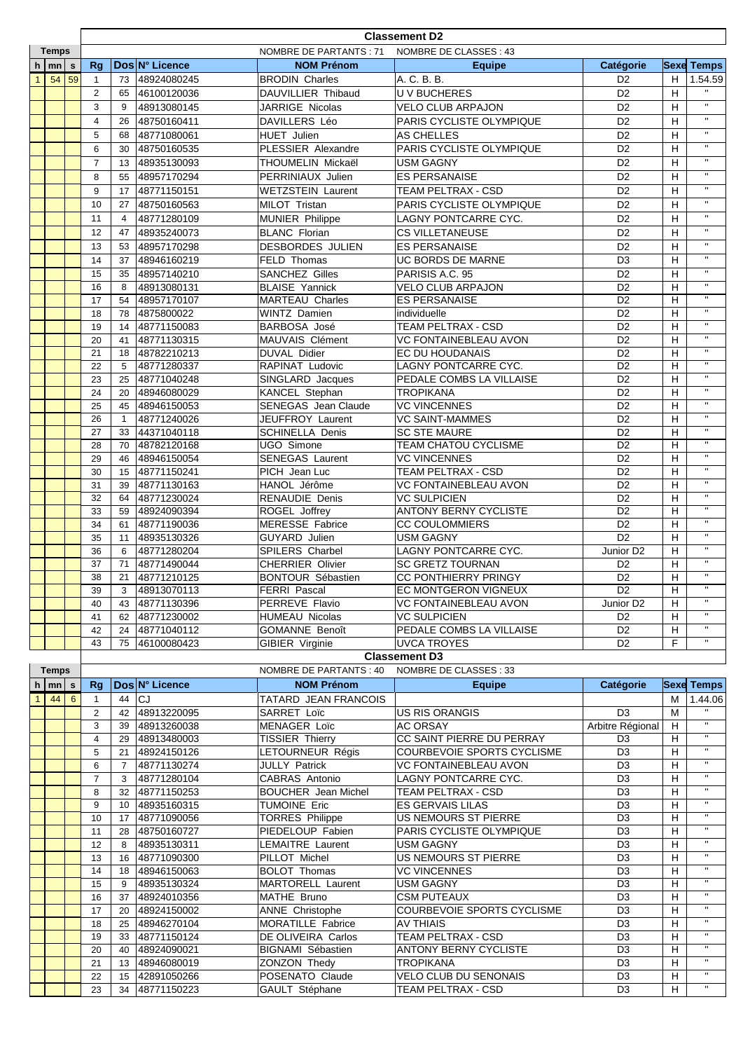## Classement D2

NOMBRE DE PARTANTS : 71 NOMBRE DE CLASSES : 43

| Temps h | mn | s | Rg | Dos | N° Licence | NOM Prénom | Equipe | Catégorie | Sexe | Temps |
|---|---|---|---|---|---|---|---|---|---|---|
| 1 | 54 | 59 | 1 | 73 | 48924080245 | BRODIN Charles | A. C. B. B. | D2 | H | 1.54.59 |
| | | | 2 | 65 | 46100120036 | DAUVILLIER Thibaud | U V BUCHERES | D2 | H | " |
| | | | 3 | 9 | 48913080145 | JARRIGE Nicolas | VELO CLUB ARPAJON | D2 | H | " |
| | | | 4 | 26 | 48750160411 | DAVILLERS Léo | PARIS CYCLISTE OLYMPIQUE | D2 | H | " |
| | | | 5 | 68 | 48771080061 | HUET Julien | AS CHELLES | D2 | H | " |
| | | | 6 | 30 | 48750160535 | PLESSIER Alexandre | PARIS CYCLISTE OLYMPIQUE | D2 | H | " |
| | | | 7 | 13 | 48935130093 | THOUMELIN Mickaël | USM GAGNY | D2 | H | " |
| | | | 8 | 55 | 48957170294 | PERRINIAUX Julien | ES PERSANAISE | D2 | H | " |
| | | | 9 | 17 | 48771150151 | WETZSTEIN Laurent | TEAM PELTRAX - CSD | D2 | H | " |
| | | | 10 | 27 | 48750160563 | MILOT Tristan | PARIS CYCLISTE OLYMPIQUE | D2 | H | " |
| | | | 11 | 4 | 48771280109 | MUNIER Philippe | LAGNY PONTCARRE CYC. | D2 | H | " |
| | | | 12 | 47 | 48935240073 | BLANC Florian | CS VILLETANEUSE | D2 | H | " |
| | | | 13 | 53 | 48957170298 | DESBORDES JULIEN | ES PERSANAISE | D2 | H | " |
| | | | 14 | 37 | 48946160219 | FELD Thomas | UC BORDS DE MARNE | D3 | H | " |
| | | | 15 | 35 | 48957140210 | SANCHEZ Gilles | PARISIS A.C. 95 | D2 | H | " |
| | | | 16 | 8 | 48913080131 | BLAISE Yannick | VELO CLUB ARPAJON | D2 | H | " |
| | | | 17 | 54 | 48957170107 | MARTEAU Charles | ES PERSANAISE | D2 | H | " |
| | | | 18 | 78 | 4875800022 | WINTZ Damien | individuelle | D2 | H | " |
| | | | 19 | 14 | 48771150083 | BARBOSA José | TEAM PELTRAX - CSD | D2 | H | " |
| | | | 20 | 41 | 48771130315 | MAUVAIS Clément | VC FONTAINEBLEAU AVON | D2 | H | " |
| | | | 21 | 18 | 48782210213 | DUVAL Didier | EC DU HOUDANAIS | D2 | H | " |
| | | | 22 | 5 | 48771280337 | RAPINAT Ludovic | LAGNY PONTCARRE CYC. | D2 | H | " |
| | | | 23 | 25 | 48771040248 | SINGLARD Jacques | PEDALE COMBS LA VILLAISE | D2 | H | " |
| | | | 24 | 20 | 48946080029 | KANCEL Stephan | TROPIKANA | D2 | H | " |
| | | | 25 | 45 | 48946150053 | SENEGAS Jean Claude | VC VINCENNES | D2 | H | " |
| | | | 26 | 1 | 48771240026 | JEUFFROY Laurent | VC SAINT-MAMMES | D2 | H | " |
| | | | 27 | 33 | 44371040118 | SCHINELLA Denis | SC STE MAURE | D2 | H | " |
| | | | 28 | 70 | 48782120168 | UGO Simone | TEAM CHATOU CYCLISME | D2 | H | " |
| | | | 29 | 46 | 48946150054 | SENEGAS Laurent | VC VINCENNES | D2 | H | " |
| | | | 30 | 15 | 48771150241 | PICH Jean Luc | TEAM PELTRAX - CSD | D2 | H | " |
| | | | 31 | 39 | 48771130163 | HANOL Jérôme | VC FONTAINEBLEAU AVON | D2 | H | " |
| | | | 32 | 64 | 48771230024 | RENAUDIE Denis | VC SULPICIEN | D2 | H | " |
| | | | 33 | 59 | 48924090394 | ROGEL Joffrey | ANTONY BERNY CYCLISTE | D2 | H | " |
| | | | 34 | 61 | 48771190036 | MERESSE Fabrice | CC COULOMMIERS | D2 | H | " |
| | | | 35 | 11 | 48935130326 | GUYARD Julien | USM GAGNY | D2 | H | " |
| | | | 36 | 6 | 48771280204 | SPILERS Charbel | LAGNY PONTCARRE CYC. | Junior D2 | H | " |
| | | | 37 | 71 | 48771490044 | CHERRIER Olivier | SC GRETZ TOURNAN | D2 | H | " |
| | | | 38 | 21 | 48771210125 | BONTOUR Sébastien | CC PONTHIERRY PRINGY | D2 | H | " |
| | | | 39 | 3 | 48913070113 | FERRI Pascal | EC MONTGERON VIGNEUX | D2 | H | " |
| | | | 40 | 43 | 48771130396 | PERREVE Flavio | VC FONTAINEBLEAU AVON | Junior D2 | H | " |
| | | | 41 | 62 | 48771230002 | HUMEAU Nicolas | VC SULPICIEN | D2 | H | " |
| | | | 42 | 24 | 48771040112 | GOMANNE Benoît | PEDALE COMBS LA VILLAISE | D2 | H | " |
| | | | 43 | 75 | 46100080423 | GIBIER Virginie | UVCA TROYES | D2 | F | " |

## Classement D3

NOMBRE DE PARTANTS : 40 NOMBRE DE CLASSES : 33

| Temps h | mn | s | Rg | Dos | N° Licence | NOM Prénom | Equipe | Catégorie | Sexe | Temps |
|---|---|---|---|---|---|---|---|---|---|---|
| 1 | 44 | 6 | 1 | 44 | CJ | TATARD JEAN FRANCOIS | | | M | 1.44.06 |
| | | | 2 | 42 | 48913220095 | SARRET Loïc | US RIS ORANGIS | D3 | M | " |
| | | | 3 | 39 | 48913260038 | MENAGER Loïc | AC ORSAY | Arbitre Régional | H | " |
| | | | 4 | 29 | 48913480003 | TISSIER Thierry | CC SAINT PIERRE DU PERRAY | D3 | H | " |
| | | | 5 | 21 | 48924150126 | LETOURNEUR Régis | COURBEVOIE SPORTS CYCLISME | D3 | H | " |
| | | | 6 | 7 | 48771130274 | JULLY Patrick | VC FONTAINEBLEAU AVON | D3 | H | " |
| | | | 7 | 3 | 48771280104 | CABRAS Antonio | LAGNY PONTCARRE CYC. | D3 | H | " |
| | | | 8 | 32 | 48771150253 | BOUCHER Jean Michel | TEAM PELTRAX - CSD | D3 | H | " |
| | | | 9 | 10 | 48935160315 | TUMOINE Eric | ES GERVAIS LILAS | D3 | H | " |
| | | | 10 | 17 | 48771090056 | TORRES Philippe | US NEMOURS ST PIERRE | D3 | H | " |
| | | | 11 | 28 | 48750160727 | PIEDELOUP Fabien | PARIS CYCLISTE OLYMPIQUE | D3 | H | " |
| | | | 12 | 8 | 48935130311 | LEMAITRE Laurent | USM GAGNY | D3 | H | " |
| | | | 13 | 16 | 48771090300 | PILLOT Michel | US NEMOURS ST PIERRE | D3 | H | " |
| | | | 14 | 18 | 48946150063 | BOLOT Thomas | VC VINCENNES | D3 | H | " |
| | | | 15 | 9 | 48935130324 | MARTORELL Laurent | USM GAGNY | D3 | H | " |
| | | | 16 | 37 | 48924010356 | MATHE Bruno | CSM PUTEAUX | D3 | H | " |
| | | | 17 | 20 | 48924150002 | ANNE Christophe | COURBEVOIE SPORTS CYCLISME | D3 | H | " |
| | | | 18 | 25 | 48946270104 | MORATILLE Fabrice | AV THIAIS | D3 | H | " |
| | | | 19 | 33 | 48771150124 | DE OLIVEIRA Carlos | TEAM PELTRAX - CSD | D3 | H | " |
| | | | 20 | 40 | 48924090021 | BIGNAMI Sébastien | ANTONY BERNY CYCLISTE | D3 | H | " |
| | | | 21 | 13 | 48946080019 | ZONZON Thedy | TROPIKANA | D3 | H | " |
| | | | 22 | 15 | 42891050266 | POSENATO Claude | VELO CLUB DU SENONAIS | D3 | H | " |
| | | | 23 | 34 | 48771150223 | GAULT Stéphane | TEAM PELTRAX - CSD | D3 | H | " |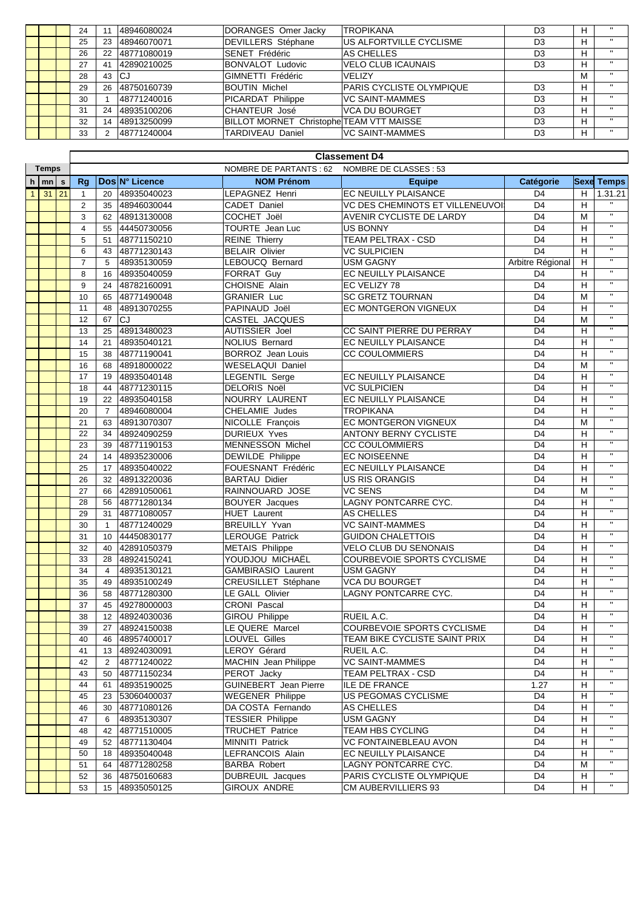| | | | 24 | 11 | 48946080024 | DORANGES Omer Jacky | TROPIKANA | D3 | H | " |
|---|---|---|---|---|---|---|---|---|---|---|
| | | | 25 | 23 | 48946070071 | DEVILLERS Stéphane | US ALFORTVILLE CYCLISME | D3 | H | " |
| | | | 26 | 22 | 48771080019 | SENET Frédéric | AS CHELLES | D3 | H | " |
| | | | 27 | 41 | 42890210025 | BONVALOT Ludovic | VELO CLUB ICAUNAIS | D3 | H | " |
| | | | 28 | 43 | CJ | GIMNETTI Frédéric | VELIZY | | M | " |
| | | | 29 | 26 | 48750160739 | BOUTIN Michel | PARIS CYCLISTE OLYMPIQUE | D3 | H | " |
| | | | 30 | 1 | 48771240016 | PICARDAT Philippe | VC SAINT-MAMMES | D3 | H | " |
| | | | 31 | 24 | 48935100206 | CHANTEUR José | VCA DU BOURGET | D3 | H | " |
| | | | 32 | 14 | 48913250099 | BILLOT MORNET Christophe | TEAM VTT MAISSE | D3 | H | " |
| | | | 33 | 2 | 48771240004 | TARDIVEAU Daniel | VC SAINT-MAMMES | D3 | H | " |

| Temps | | | Classement D4 | | | | | | | |
|---|---|---|---|---|---|---|---|---|---|---|
| | | | | | | NOMBRE DE PARTANTS : 62 | NOMBRE DE CLASSES : 53 | | | |
| h | mn | s | Rg | Dos | N° Licence | NOM Prénom | Equipe | Catégorie | Sexe | Temps |
| 1 | 31 | 21 | 1 | 20 | 48935040023 | LEPAGNEZ Henri | EC NEUILLY PLAISANCE | D4 | H | 1.31.21 |
| | | | 2 | 35 | 48946030044 | CADET Daniel | VC DES CHEMINOTS ET VILLENEUVOI | D4 | H | " |
| | | | 3 | 62 | 48913130008 | COCHET Joël | AVENIR CYCLISTE DE LARDY | D4 | M | " |
| | | | 4 | 55 | 44450730056 | TOURTE Jean Luc | US BONNY | D4 | H | " |
| | | | 5 | 51 | 48771150210 | REINE Thierry | TEAM PELTRAX - CSD | D4 | H | " |
| | | | 6 | 43 | 48771230143 | BELAIR Olivier | VC SULPICIEN | D4 | H | " |
| | | | 7 | 5 | 48935130059 | LEBOUCQ Bernard | USM GAGNY | Arbitre Régional | H | " |
| | | | 8 | 16 | 48935040059 | FORRAT Guy | EC NEUILLY PLAISANCE | D4 | H | " |
| | | | 9 | 24 | 48782160091 | CHOISNE Alain | EC VELIZY 78 | D4 | H | " |
| | | | 10 | 65 | 48771490048 | GRANIER Luc | SC GRETZ TOURNAN | D4 | M | " |
| | | | 11 | 48 | 48913070255 | PAPINAUD Joël | EC MONTGERON VIGNEUX | D4 | H | " |
| | | | 12 | 67 | CJ | CASTEL JACQUES | | D4 | M | " |
| | | | 13 | 25 | 48913480023 | AUTISSIER Joel | CC SAINT PIERRE DU PERRAY | D4 | H | " |
| | | | 14 | 21 | 48935040121 | NOLIUS Bernard | EC NEUILLY PLAISANCE | D4 | H | " |
| | | | 15 | 38 | 48771190041 | BORROZ Jean Louis | CC COULOMMIERS | D4 | H | " |
| | | | 16 | 68 | 48918000022 | WESELAQUI Daniel | | D4 | M | " |
| | | | 17 | 19 | 48935040148 | LEGENTIL Serge | EC NEUILLY PLAISANCE | D4 | H | " |
| | | | 18 | 44 | 48771230115 | DELORIS Noël | VC SULPICIEN | D4 | H | " |
| | | | 19 | 22 | 48935040158 | NOURRY LAURENT | EC NEUILLY PLAISANCE | D4 | H | " |
| | | | 20 | 7 | 48946080004 | CHELAMIE Judes | TROPIKANA | D4 | H | " |
| | | | 21 | 63 | 48913070307 | NICOLLE François | EC MONTGERON VIGNEUX | D4 | M | " |
| | | | 22 | 34 | 48924090259 | DURIEUX Yves | ANTONY BERNY CYCLISTE | D4 | H | " |
| | | | 23 | 39 | 48771190153 | MENNESSON Michel | CC COULOMMIERS | D4 | H | " |
| | | | 24 | 14 | 48935230006 | DEWILDE Philippe | EC NOISEENNE | D4 | H | " |
| | | | 25 | 17 | 48935040022 | FOUESNANT Frédéric | EC NEUILLY PLAISANCE | D4 | H | " |
| | | | 26 | 32 | 48913220036 | BARTAU Didier | US RIS ORANGIS | D4 | H | " |
| | | | 27 | 66 | 42891050061 | RAINNOUARD JOSE | VC SENS | D4 | M | " |
| | | | 28 | 56 | 48771280134 | BOUYER Jacques | LAGNY PONTCARRE CYC. | D4 | H | " |
| | | | 29 | 31 | 48771080057 | HUET Laurent | AS CHELLES | D4 | H | " |
| | | | 30 | 1 | 48771240029 | BREUILLY Yvan | VC SAINT-MAMMES | D4 | H | " |
| | | | 31 | 10 | 44450830177 | LEROUGE Patrick | GUIDON CHALETTOIS | D4 | H | " |
| | | | 32 | 40 | 42891050379 | METAIS Philippe | VELO CLUB DU SENONAIS | D4 | H | " |
| | | | 33 | 28 | 48924150241 | YOUDJOU MICHAËL | COURBEVOIE SPORTS CYCLISME | D4 | H | " |
| | | | 34 | 4 | 48935130121 | GAMBIRASIO Laurent | USM GAGNY | D4 | H | " |
| | | | 35 | 49 | 48935100249 | CREUSILLET Stéphane | VCA DU BOURGET | D4 | H | " |
| | | | 36 | 58 | 48771280300 | LE GALL Olivier | LAGNY PONTCARRE CYC. | D4 | H | " |
| | | | 37 | 45 | 49278000003 | CRONI Pascal | | D4 | H | " |
| | | | 38 | 12 | 48924030036 | GIROU Philippe | RUEIL A.C. | D4 | H | " |
| | | | 39 | 27 | 48924150038 | LE QUERE Marcel | COURBEVOIE SPORTS CYCLISME | D4 | H | " |
| | | | 40 | 46 | 48957400017 | LOUVEL Gilles | TEAM BIKE CYCLISTE SAINT PRIX | D4 | H | " |
| | | | 41 | 13 | 48924030091 | LEROY Gérard | RUEIL A.C. | D4 | H | " |
| | | | 42 | 2 | 48771240022 | MACHIN Jean Philippe | VC SAINT-MAMMES | D4 | H | " |
| | | | 43 | 50 | 48771150234 | PEROT Jacky | TEAM PELTRAX - CSD | D4 | H | " |
| | | | 44 | 61 | 48935190025 | GUINEBERT Jean Pierre | ILE DE FRANCE | 1.27 | H | " |
| | | | 45 | 23 | 53060400037 | WEGENER Philippe | US PEGOMAS CYCLISME | D4 | H | " |
| | | | 46 | 30 | 48771080126 | DA COSTA Fernando | AS CHELLES | D4 | H | " |
| | | | 47 | 6 | 48935130307 | TESSIER Philippe | USM GAGNY | D4 | H | " |
| | | | 48 | 42 | 48771510005 | TRUCHET Patrice | TEAM HBS CYCLING | D4 | H | " |
| | | | 49 | 52 | 48771130404 | MINNITI Patrick | VC FONTAINEBLEAU AVON | D4 | H | " |
| | | | 50 | 18 | 48935040048 | LEFRANCOIS Alain | EC NEUILLY PLAISANCE | D4 | H | " |
| | | | 51 | 64 | 48771280258 | BARBA Robert | LAGNY PONTCARRE CYC. | D4 | M | " |
| | | | 52 | 36 | 48750160683 | DUBREUIL Jacques | PARIS CYCLISTE OLYMPIQUE | D4 | H | " |
| | | | 53 | 15 | 48935050125 | GIROUX ANDRE | CM AUBERVILLIERS 93 | D4 | H | " |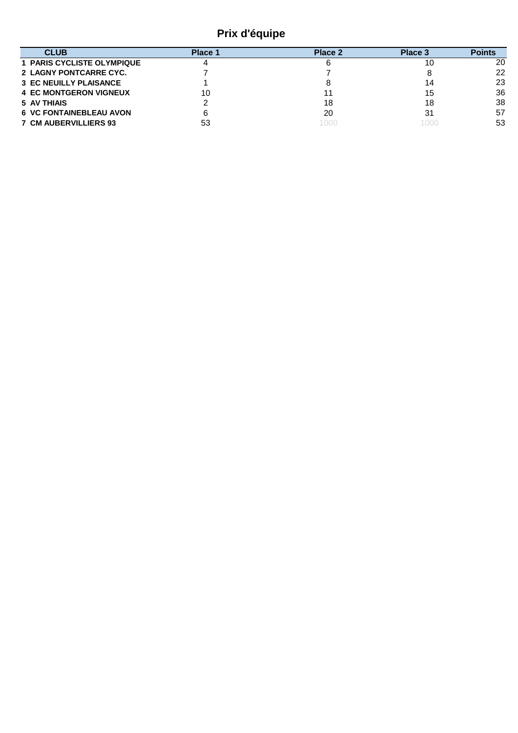# Prix d'équipe

| CLUB | Place 1 | Place 2 | Place 3 | Points |
|---|---|---|---|---|
| 1 PARIS CYCLISTE OLYMPIQUE | 4 | 6 | 10 | 20 |
| 2 LAGNY PONTCARRE CYC. | 7 | 7 | 8 | 22 |
| 3 EC NEUILLY PLAISANCE | 1 | 8 | 14 | 23 |
| 4 EC MONTGERON VIGNEUX | 10 | 11 | 15 | 36 |
| 5 AV THIAIS | 2 | 18 | 18 | 38 |
| 6 VC FONTAINEBLEAU AVON | 6 | 20 | 31 | 57 |
| 7 CM AUBERVILLIERS 93 | 53 | 1000 | 1000 | 53 |